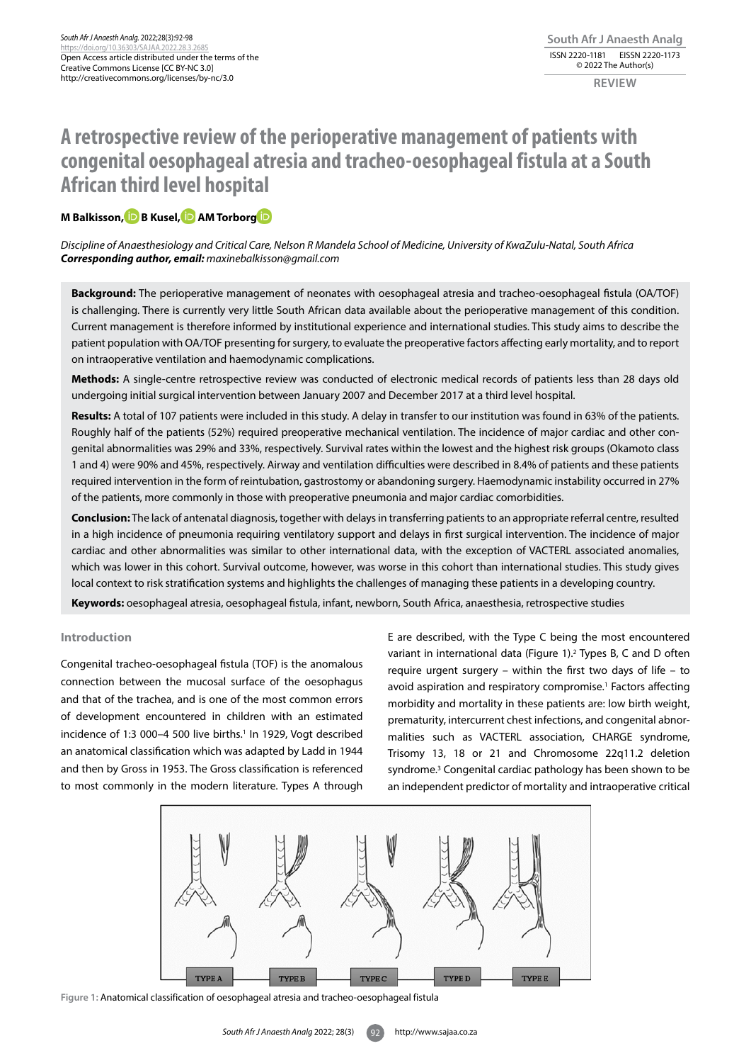# A retrospective review of the perioperative management of patients with congenital oesophageal atresia and tracheo-oesophageal fistula at a South African third level hospital

**M Balkisson, B Kusel, AM Torborg**

*Discipline of Anaesthesiology and Critical Care, Nelson R Mandela School of Medicine, University of KwaZulu-Natal, South Africa*
***Corresponding author, email:*** *maxinebalkisson@gmail.com*

**Background:** The perioperative management of neonates with oesophageal atresia and tracheo-oesophageal fistula (OA/TOF) is challenging. There is currently very little South African data available about the perioperative management of this condition. Current management is therefore informed by institutional experience and international studies. This study aims to describe the patient population with OA/TOF presenting for surgery, to evaluate the preoperative factors affecting early mortality, and to report on intraoperative ventilation and haemodynamic complications.

**Methods:** A single-centre retrospective review was conducted of electronic medical records of patients less than 28 days old undergoing initial surgical intervention between January 2007 and December 2017 at a third level hospital.

**Results:** A total of 107 patients were included in this study. A delay in transfer to our institution was found in 63% of the patients. Roughly half of the patients (52%) required preoperative mechanical ventilation. The incidence of major cardiac and other congenital abnormalities was 29% and 33%, respectively. Survival rates within the lowest and the highest risk groups (Okamoto class 1 and 4) were 90% and 45%, respectively. Airway and ventilation difficulties were described in 8.4% of patients and these patients required intervention in the form of reintubation, gastrostomy or abandoning surgery. Haemodynamic instability occurred in 27% of the patients, more commonly in those with preoperative pneumonia and major cardiac comorbidities.

**Conclusion:** The lack of antenatal diagnosis, together with delays in transferring patients to an appropriate referral centre, resulted in a high incidence of pneumonia requiring ventilatory support and delays in first surgical intervention. The incidence of major cardiac and other abnormalities was similar to other international data, with the exception of VACTERL associated anomalies, which was lower in this cohort. Survival outcome, however, was worse in this cohort than international studies. This study gives local context to risk stratification systems and highlights the challenges of managing these patients in a developing country.

**Keywords:** oesophageal atresia, oesophageal fistula, infant, newborn, South Africa, anaesthesia, retrospective studies

## Introduction

Congenital tracheo-oesophageal fistula (TOF) is the anomalous connection between the mucosal surface of the oesophagus and that of the trachea, and is one of the most common errors of development encountered in children with an estimated incidence of 1:3 000–4 500 live births.[1] In 1929, Vogt described an anatomical classification which was adapted by Ladd in 1944 and then by Gross in 1953. The Gross classification is referenced to most commonly in the modern literature. Types A through E are described, with the Type C being the most encountered variant in international data (Figure 1).[2] Types B, C and D often require urgent surgery – within the first two days of life – to avoid aspiration and respiratory compromise.[1] Factors affecting morbidity and mortality in these patients are: low birth weight, prematurity, intercurrent chest infections, and congenital abnormalities such as VACTERL association, CHARGE syndrome, Trisomy 13, 18 or 21 and Chromosome 22q11.2 deletion syndrome.[3] Congenital cardiac pathology has been shown to be an independent predictor of mortality and intraoperative critical

Figure 1: Anatomical classification of oesophageal atresia and tracheo-oesophageal fistula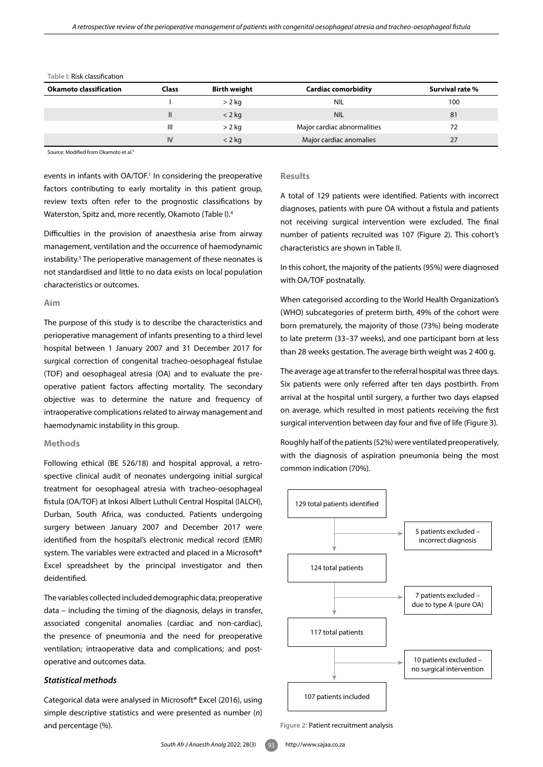Table I: Risk classification

| Okamoto classification | Class | Birth weight | Cardiac comorbidity | Survival rate % |
|---|---|---|---|---|
| | I | > 2 kg | NIL | 100 |
| | II | < 2 kg | NIL | 81 |
| | III | > 2 kg | Major cardiac abnormalities | 72 |
| | IV | < 2 kg | Major cardiac anomalies | 27 |

Source: Modified from Okamoto et al.[4]

events in infants with OA/TOF.[1] In considering the preoperative factors contributing to early mortality in this patient group, review texts often refer to the prognostic classifications by Waterston, Spitz and, more recently, Okamoto (Table I).[4]

Difficulties in the provision of anaesthesia arise from airway management, ventilation and the occurrence of haemodynamic instability.[5] The perioperative management of these neonates is not standardised and little to no data exists on local population characteristics or outcomes.

## Aim

The purpose of this study is to describe the characteristics and perioperative management of infants presenting to a third level hospital between 1 January 2007 and 31 December 2017 for surgical correction of congenital tracheo-oesophageal fistulae (TOF) and oesophageal atresia (OA) and to evaluate the preoperative patient factors affecting mortality. The secondary objective was to determine the nature and frequency of intraoperative complications related to airway management and haemodynamic instability in this group.

## Methods

Following ethical (BE 526/18) and hospital approval, a retrospective clinical audit of neonates undergoing initial surgical treatment for oesophageal atresia with tracheo-oesophageal fistula (OA/TOF) at Inkosi Albert Luthuli Central Hospital (IALCH), Durban, South Africa, was conducted. Patients undergoing surgery between January 2007 and December 2017 were identified from the hospital's electronic medical record (EMR) system. The variables were extracted and placed in a Microsoft® Excel spreadsheet by the principal investigator and then deidentified.

The variables collected included demographic data; preoperative data – including the timing of the diagnosis, delays in transfer, associated congenital anomalies (cardiac and non-cardiac), the presence of pneumonia and the need for preoperative ventilation; intraoperative data and complications; and postoperative and outcomes data.

### *Statistical methods*

Categorical data were analysed in Microsoft® Excel (2016), using simple descriptive statistics and were presented as number (*n*) and percentage (%).

## Results

A total of 129 patients were identified. Patients with incorrect diagnoses, patients with pure OA without a fistula and patients not receiving surgical intervention were excluded. The final number of patients recruited was 107 (Figure 2). This cohort's characteristics are shown in Table II.

In this cohort, the majority of the patients (95%) were diagnosed with OA/TOF postnatally.

When categorised according to the World Health Organization's (WHO) subcategories of preterm birth, 49% of the cohort were born prematurely, the majority of those (73%) being moderate to late preterm (33–37 weeks), and one participant born at less than 28 weeks gestation. The average birth weight was 2 400 g.

The average age at transfer to the referral hospital was three days. Six patients were only referred after ten days postbirth. From arrival at the hospital until surgery, a further two days elapsed on average, which resulted in most patients receiving the first surgical intervention between day four and five of life (Figure 3).

Roughly half of the patients (52%) were ventilated preoperatively, with the diagnosis of aspiration pneumonia being the most common indication (70%).

129 total patients identified → 5 patients excluded – incorrect diagnosis

124 total patients → 7 patients excluded – due to type A (pure OA)

117 total patients → 10 patients excluded – no surgical intervention

107 patients included

Figure 2: Patient recruitment analysis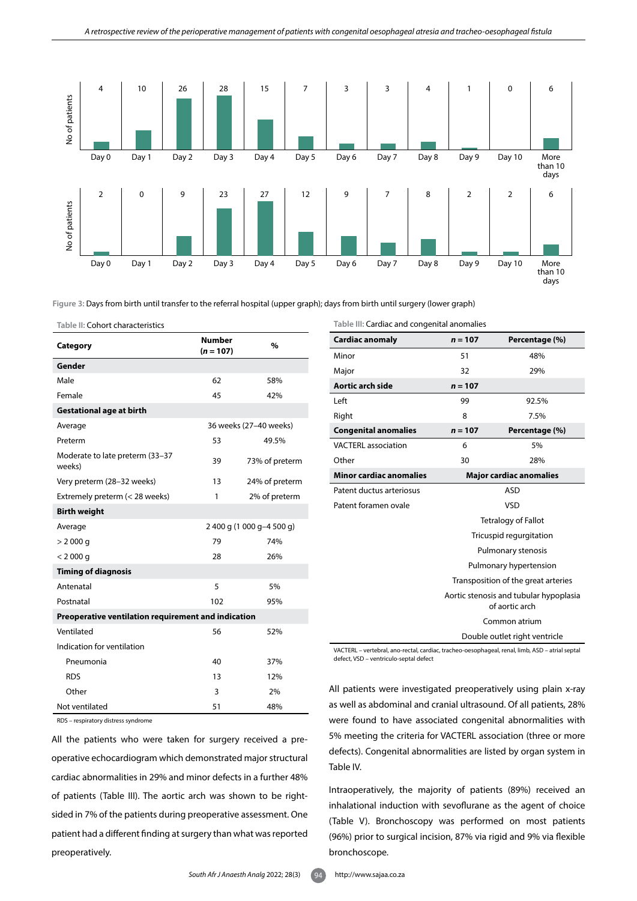| | Day 0 | Day 1 | Day 2 | Day 3 | Day 4 | Day 5 | Day 6 | Day 7 | Day 8 | Day 9 | Day 10 | More than 10 days |
|---|---|---|---|---|---|---|---|---|---|---|---|---|
| No of patients (transfer) | 4 | 10 | 26 | 28 | 15 | 7 | 3 | 3 | 4 | 1 | 0 | 6 |
| No of patients (surgery) | 2 | 0 | 9 | 23 | 27 | 12 | 9 | 7 | 8 | 2 | 2 | 6 |

Figure 3: Days from birth until transfer to the referral hospital (upper graph); days from birth until surgery (lower graph)

Table II: Cohort characteristics

| Category | Number ($n$ = 107) | % |
|---|---|---|
| **Gender** | | |
| Male | 62 | 58% |
| Female | 45 | 42% |
| **Gestational age at birth** | | |
| Average | 36 weeks (27–40 weeks) | |
| Preterm | 53 | 49.5% |
| Moderate to late preterm (33–37 weeks) | 39 | 73% of preterm |
| Very preterm (28–32 weeks) | 13 | 24% of preterm |
| Extremely preterm (< 28 weeks) | 1 | 2% of preterm |
| **Birth weight** | | |
| Average | 2 400 g (1 000 g–4 500 g) | |
| > 2 000 g | 79 | 74% |
| < 2 000 g | 28 | 26% |
| **Timing of diagnosis** | | |
| Antenatal | 5 | 5% |
| Postnatal | 102 | 95% |
| **Preoperative ventilation requirement and indication** | | |
| Ventilated | 56 | 52% |
| Indication for ventilation | | |
| Pneumonia | 40 | 37% |
| RDS | 13 | 12% |
| Other | 3 | 2% |
| Not ventilated | 51 | 48% |

RDS – respiratory distress syndrome

All the patients who were taken for surgery received a preoperative echocardiogram which demonstrated major structural cardiac abnormalities in 29% and minor defects in a further 48% of patients (Table III). The aortic arch was shown to be right-sided in 7% of the patients during preoperative assessment. One patient had a different finding at surgery than what was reported preoperatively.

Table III: Cardiac and congenital anomalies

| **Cardiac anomaly** | **$n$ = 107** | **Percentage (%)** |
|---|---|---|
| Minor | 51 | 48% |
| Major | 32 | 29% |
| **Aortic arch side** | **$n$ = 107** | |
| Left | 99 | 92.5% |
| Right | 8 | 7.5% |
| **Congenital anomalies** | **$n$ = 107** | **Percentage (%)** |
| VACTERL association | 6 | 5% |
| Other | 30 | 28% |
| **Minor cardiac anomalies** | **Major cardiac anomalies** | |
| Patent ductus arteriosus | ASD | |
| Patent foramen ovale | VSD | |
| | Tetralogy of Fallot | |
| | Tricuspid regurgitation | |
| | Pulmonary stenosis | |
| | Pulmonary hypertension | |
| | Transposition of the great arteries | |
| | Aortic stenosis and tubular hypoplasia of aortic arch | |
| | Common atrium | |
| | Double outlet right ventricle | |

VACTERL – vertebral, ano-rectal, cardiac, tracheo-oesophageal, renal, limb, ASD – atrial septal defect, VSD – ventriculo-septal defect

All patients were investigated preoperatively using plain x-ray as well as abdominal and cranial ultrasound. Of all patients, 28% were found to have associated congenital abnormalities with 5% meeting the criteria for VACTERL association (three or more defects). Congenital abnormalities are listed by organ system in Table IV.

Intraoperatively, the majority of patients (89%) received an inhalational induction with sevoflurane as the agent of choice (Table V). Bronchoscopy was performed on most patients (96%) prior to surgical incision, 87% via rigid and 9% via flexible bronchoscope.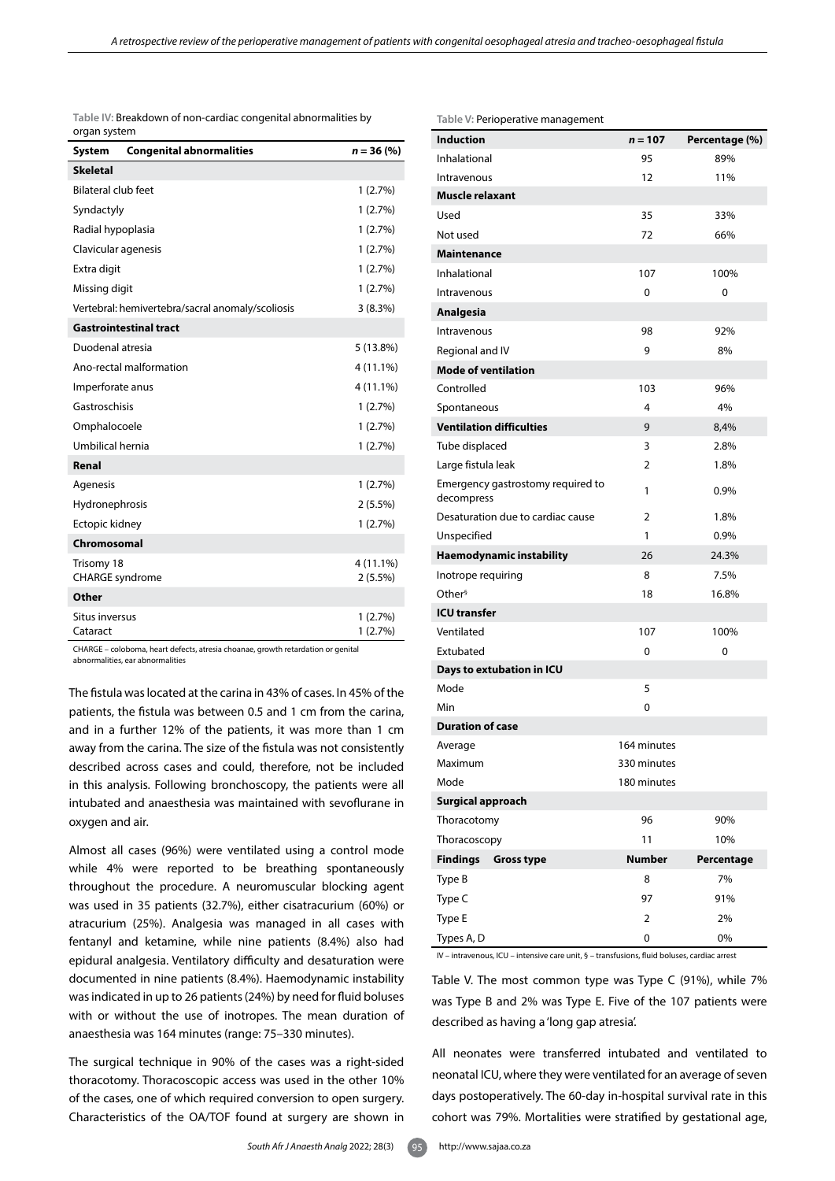Table IV: Breakdown of non-cardiac congenital abnormalities by organ system

| System / Congenital abnormalities | n = 36 (%) |
|---|---|
| **Skeletal** | |
| Bilateral club feet | 1 (2.7%) |
| Syndactyly | 1 (2.7%) |
| Radial hypoplasia | 1 (2.7%) |
| Clavicular agenesis | 1 (2.7%) |
| Extra digit | 1 (2.7%) |
| Missing digit | 1 (2.7%) |
| Vertebral: hemivertebra/sacral anomaly/scoliosis | 3 (8.3%) |
| **Gastrointestinal tract** | |
| Duodenal atresia | 5 (13.8%) |
| Ano-rectal malformation | 4 (11.1%) |
| Imperforate anus | 4 (11.1%) |
| Gastroschisis | 1 (2.7%) |
| Omphalocoele | 1 (2.7%) |
| Umbilical hernia | 1 (2.7%) |
| **Renal** | |
| Agenesis | 1 (2.7%) |
| Hydronephrosis | 2 (5.5%) |
| Ectopic kidney | 1 (2.7%) |
| **Chromosomal** | |
| Trisomy 18 | 4 (11.1%) |
| CHARGE syndrome | 2 (5.5%) |
| **Other** | |
| Situs inversus | 1 (2.7%) |
| Cataract | 1 (2.7%) |

CHARGE – coloboma, heart defects, atresia choanae, growth retardation or genital abnormalities, ear abnormalities

The fistula was located at the carina in 43% of cases. In 45% of the patients, the fistula was between 0.5 and 1 cm from the carina, and in a further 12% of the patients, it was more than 1 cm away from the carina. The size of the fistula was not consistently described across cases and could, therefore, not be included in this analysis. Following bronchoscopy, the patients were all intubated and anaesthesia was maintained with sevoflurane in oxygen and air.

Almost all cases (96%) were ventilated using a control mode while 4% were reported to be breathing spontaneously throughout the procedure. A neuromuscular blocking agent was used in 35 patients (32.7%), either cisatracurium (60%) or atracurium (25%). Analgesia was managed in all cases with fentanyl and ketamine, while nine patients (8.4%) also had epidural analgesia. Ventilatory difficulty and desaturation were documented in nine patients (8.4%). Haemodynamic instability was indicated in up to 26 patients (24%) by need for fluid boluses with or without the use of inotropes. The mean duration of anaesthesia was 164 minutes (range: 75–330 minutes).

The surgical technique in 90% of the cases was a right-sided thoracotomy. Thoracoscopic access was used in the other 10% of the cases, one of which required conversion to open surgery. Characteristics of the OA/TOF found at surgery are shown in Table V. The most common type was Type C (91%), while 7% was Type B and 2% was Type E. Five of the 107 patients were described as having a 'long gap atresia'.

Table V: Perioperative management

| **Induction** | n = 107 | Percentage (%) |
|---|---|---|
| Inhalational | 95 | 89% |
| Intravenous | 12 | 11% |
| **Muscle relaxant** | | |
| Used | 35 | 33% |
| Not used | 72 | 66% |
| **Maintenance** | | |
| Inhalational | 107 | 100% |
| Intravenous | 0 | 0 |
| **Analgesia** | | |
| Intravenous | 98 | 92% |
| Regional and IV | 9 | 8% |
| **Mode of ventilation** | | |
| Controlled | 103 | 96% |
| Spontaneous | 4 | 4% |
| **Ventilation difficulties** | 9 | 8,4% |
| Tube displaced | 3 | 2.8% |
| Large fistula leak | 2 | 1.8% |
| Emergency gastrostomy required to decompress | 1 | 0.9% |
| Desaturation due to cardiac cause | 2 | 1.8% |
| Unspecified | 1 | 0.9% |
| **Haemodynamic instability** | 26 | 24.3% |
| Inotrope requiring | 8 | 7.5% |
| Other[§] | 18 | 16.8% |
| **ICU transfer** | | |
| Ventilated | 107 | 100% |
| Extubated | 0 | 0 |
| **Days to extubation in ICU** | | |
| Mode | 5 | |
| Min | 0 | |
| **Duration of case** | | |
| Average | 164 minutes | |
| Maximum | 330 minutes | |
| Mode | 180 minutes | |
| **Surgical approach** | | |
| Thoracotomy | 96 | 90% |
| Thoracoscopy | 11 | 10% |
| **Findings** Gross type | **Number** | **Percentage** |
| Type B | 8 | 7% |
| Type C | 97 | 91% |
| Type E | 2 | 2% |
| Types A, D | 0 | 0% |

IV – intravenous, ICU – intensive care unit, § – transfusions, fluid boluses, cardiac arrest

All neonates were transferred intubated and ventilated to neonatal ICU, where they were ventilated for an average of seven days postoperatively. The 60-day in-hospital survival rate in this cohort was 79%. Mortalities were stratified by gestational age,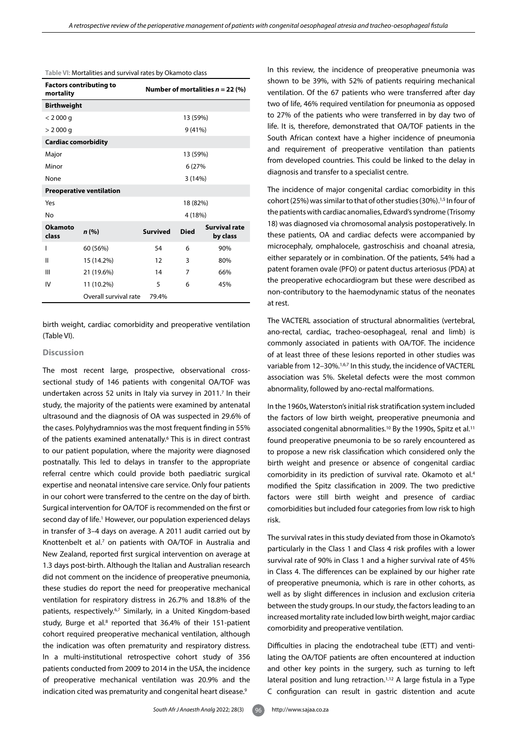Table VI: Mortalities and survival rates by Okamoto class

| Factors contributing to mortality | | Number of mortalities $n$ = 22 (%) | | |
|---|---|---|---|---|
| **Birthweight** | | | | |
| < 2 000 g | | 13 (59%) | | |
| > 2 000 g | | 9 (41%) | | |
| **Cardiac comorbidity** | | | | |
| Major | | 13 (59%) | | |
| Minor | | 6 (27% | | |
| None | | 3 (14%) | | |
| **Preoperative ventilation** | | | | |
| Yes | | 18 (82%) | | |
| No | | 4 (18%) | | |
| **Okamoto class** | ***n* (%)** | **Survived** | **Died** | **Survival rate by class** |
| I | 60 (56%) | 54 | 6 | 90% |
| II | 15 (14.2%) | 12 | 3 | 80% |
| III | 21 (19.6%) | 14 | 7 | 66% |
| IV | 11 (10.2%) | 5 | 6 | 45% |
| | Overall survival rate | 79.4% | | |

birth weight, cardiac comorbidity and preoperative ventilation (Table VI).

## Discussion

The most recent large, prospective, observational cross-sectional study of 146 patients with congenital OA/TOF was undertaken across 52 units in Italy via survey in 2011.[7] In their study, the majority of the patients were examined by antenatal ultrasound and the diagnosis of OA was suspected in 29.6% of the cases. Polyhydramnios was the most frequent finding in 55% of the patients examined antenatally.[6] This is in direct contrast to our patient population, where the majority were diagnosed postnatally. This led to delays in transfer to the appropriate referral centre which could provide both paediatric surgical expertise and neonatal intensive care service. Only four patients in our cohort were transferred to the centre on the day of birth. Surgical intervention for OA/TOF is recommended on the first or second day of life.[1] However, our population experienced delays in transfer of 3–4 days on average. A 2011 audit carried out by Knottenbelt et al.[7] on patients with OA/TOF in Australia and New Zealand, reported first surgical intervention on average at 1.3 days post-birth. Although the Italian and Australian research did not comment on the incidence of preoperative pneumonia, these studies do report the need for preoperative mechanical ventilation for respiratory distress in 26.7% and 18.8% of the patients, respectively.[6,7] Similarly, in a United Kingdom-based study, Burge et al.[8] reported that 36.4% of their 151-patient cohort required preoperative mechanical ventilation, although the indication was often prematurity and respiratory distress. In a multi-institutional retrospective cohort study of 356 patients conducted from 2009 to 2014 in the USA, the incidence of preoperative mechanical ventilation was 20.9% and the indication cited was prematurity and congenital heart disease.[9]

In this review, the incidence of preoperative pneumonia was shown to be 39%, with 52% of patients requiring mechanical ventilation. Of the 67 patients who were transferred after day two of life, 46% required ventilation for pneumonia as opposed to 27% of the patients who were transferred in by day two of life. It is, therefore, demonstrated that OA/TOF patients in the South African context have a higher incidence of pneumonia and requirement of preoperative ventilation than patients from developed countries. This could be linked to the delay in diagnosis and transfer to a specialist centre.

The incidence of major congenital cardiac comorbidity in this cohort (25%) was similar to that of other studies (30%).[1,5] In four of the patients with cardiac anomalies, Edward's syndrome (Trisomy 18) was diagnosed via chromosomal analysis postoperatively. In these patients, OA and cardiac defects were accompanied by microcephaly, omphalocele, gastroschisis and choanal atresia, either separately or in combination. Of the patients, 54% had a patent foramen ovale (PFO) or patent ductus arteriosus (PDA) at the preoperative echocardiogram but these were described as non-contributory to the haemodynamic status of the neonates at rest.

The VACTERL association of structural abnormalities (vertebral, ano-rectal, cardiac, tracheo-oesophageal, renal and limb) is commonly associated in patients with OA/TOF. The incidence of at least three of these lesions reported in other studies was variable from 12–30%.[1,6,7] In this study, the incidence of VACTERL association was 5%. Skeletal defects were the most common abnormality, followed by ano-rectal malformations.

In the 1960s, Waterston's initial risk stratification system included the factors of low birth weight, preoperative pneumonia and associated congenital abnormalities.[10] By the 1990s, Spitz et al.[11] found preoperative pneumonia to be so rarely encountered as to propose a new risk classification which considered only the birth weight and presence or absence of congenital cardiac comorbidity in its prediction of survival rate. Okamoto et al.[4] modified the Spitz classification in 2009. The two predictive factors were still birth weight and presence of cardiac comorbidities but included four categories from low risk to high risk.

The survival rates in this study deviated from those in Okamoto's particularly in the Class 1 and Class 4 risk profiles with a lower survival rate of 90% in Class 1 and a higher survival rate of 45% in Class 4. The differences can be explained by our higher rate of preoperative pneumonia, which is rare in other cohorts, as well as by slight differences in inclusion and exclusion criteria between the study groups. In our study, the factors leading to an increased mortality rate included low birth weight, major cardiac comorbidity and preoperative ventilation.

Difficulties in placing the endotracheal tube (ETT) and ventilating the OA/TOF patients are often encountered at induction and other key points in the surgery, such as turning to left lateral position and lung retraction.[1,12] A large fistula in a Type C configuration can result in gastric distention and acute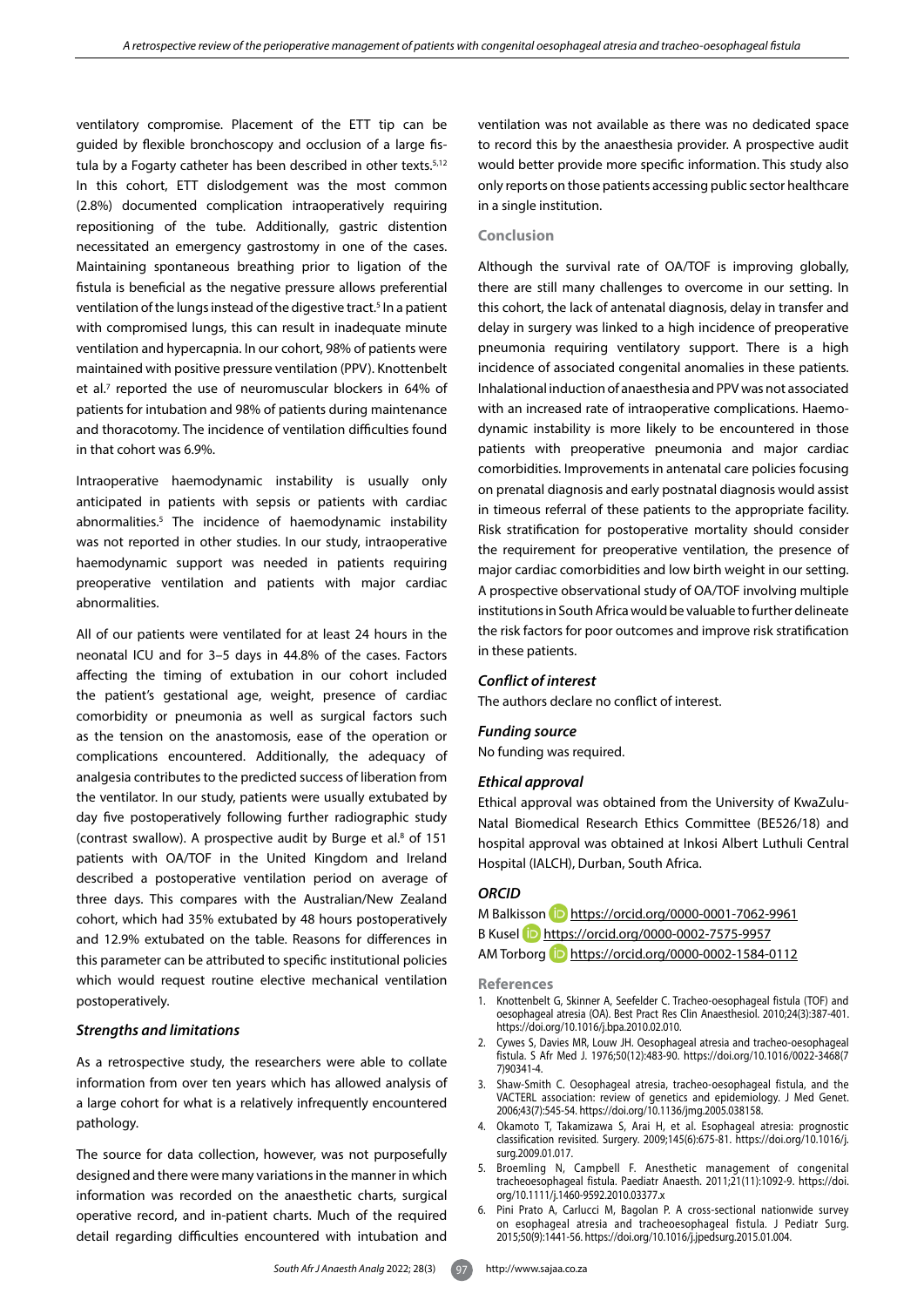ventilatory compromise. Placement of the ETT tip can be guided by flexible bronchoscopy and occlusion of a large fistula by a Fogarty catheter has been described in other texts.[5,12] In this cohort, ETT dislodgement was the most common (2.8%) documented complication intraoperatively requiring repositioning of the tube. Additionally, gastric distention necessitated an emergency gastrostomy in one of the cases. Maintaining spontaneous breathing prior to ligation of the fistula is beneficial as the negative pressure allows preferential ventilation of the lungs instead of the digestive tract.[5] In a patient with compromised lungs, this can result in inadequate minute ventilation and hypercapnia. In our cohort, 98% of patients were maintained with positive pressure ventilation (PPV). Knottenbelt et al.[7] reported the use of neuromuscular blockers in 64% of patients for intubation and 98% of patients during maintenance and thoracotomy. The incidence of ventilation difficulties found in that cohort was 6.9%.

Intraoperative haemodynamic instability is usually only anticipated in patients with sepsis or patients with cardiac abnormalities.[5] The incidence of haemodynamic instability was not reported in other studies. In our study, intraoperative haemodynamic support was needed in patients requiring preoperative ventilation and patients with major cardiac abnormalities.

All of our patients were ventilated for at least 24 hours in the neonatal ICU and for 3–5 days in 44.8% of the cases. Factors affecting the timing of extubation in our cohort included the patient's gestational age, weight, presence of cardiac comorbidity or pneumonia as well as surgical factors such as the tension on the anastomosis, ease of the operation or complications encountered. Additionally, the adequacy of analgesia contributes to the predicted success of liberation from the ventilator. In our study, patients were usually extubated by day five postoperatively following further radiographic study (contrast swallow). A prospective audit by Burge et al.[8] of 151 patients with OA/TOF in the United Kingdom and Ireland described a postoperative ventilation period on average of three days. This compares with the Australian/New Zealand cohort, which had 35% extubated by 48 hours postoperatively and 12.9% extubated on the table. Reasons for differences in this parameter can be attributed to specific institutional policies which would request routine elective mechanical ventilation postoperatively.

### *Strengths and limitations*

As a retrospective study, the researchers were able to collate information from over ten years which has allowed analysis of a large cohort for what is a relatively infrequently encountered pathology.

The source for data collection, however, was not purposefully designed and there were many variations in the manner in which information was recorded on the anaesthetic charts, surgical operative record, and in-patient charts. Much of the required detail regarding difficulties encountered with intubation and ventilation was not available as there was no dedicated space to record this by the anaesthesia provider. A prospective audit would better provide more specific information. This study also only reports on those patients accessing public sector healthcare in a single institution.

## Conclusion

Although the survival rate of OA/TOF is improving globally, there are still many challenges to overcome in our setting. In this cohort, the lack of antenatal diagnosis, delay in transfer and delay in surgery was linked to a high incidence of preoperative pneumonia requiring ventilatory support. There is a high incidence of associated congenital anomalies in these patients. Inhalational induction of anaesthesia and PPV was not associated with an increased rate of intraoperative complications. Haemodynamic instability is more likely to be encountered in those patients with preoperative pneumonia and major cardiac comorbidities. Improvements in antenatal care policies focusing on prenatal diagnosis and early postnatal diagnosis would assist in timeous referral of these patients to the appropriate facility. Risk stratification for postoperative mortality should consider the requirement for preoperative ventilation, the presence of major cardiac comorbidities and low birth weight in our setting. A prospective observational study of OA/TOF involving multiple institutions in South Africa would be valuable to further delineate the risk factors for poor outcomes and improve risk stratification in these patients.

### *Conflict of interest*

The authors declare no conflict of interest.

### *Funding source*

No funding was required.

### *Ethical approval*

Ethical approval was obtained from the University of KwaZulu-Natal Biomedical Research Ethics Committee (BE526/18) and hospital approval was obtained at Inkosi Albert Luthuli Central Hospital (IALCH), Durban, South Africa.

### *ORCID*

M Balkisson https://orcid.org/0000-0001-7062-9961
B Kusel https://orcid.org/0000-0002-7575-9957
AM Torborg https://orcid.org/0000-0002-1584-0112

## References

1. Knottenbelt G, Skinner A, Seefelder C. Tracheo-oesophageal fistula (TOF) and oesophageal atresia (OA). Best Pract Res Clin Anaesthesiol. 2010;24(3):387-401. https://doi.org/10.1016/j.bpa.2010.02.010.
2. Cywes S, Davies MR, Louw JH. Oesophageal atresia and tracheo-oesophageal fistula. S Afr Med J. 1976;50(12):483-90. https://doi.org/10.1016/0022-3468(77)90341-4.
3. Shaw-Smith C. Oesophageal atresia, tracheo-oesophageal fistula, and the VACTERL association: review of genetics and epidemiology. J Med Genet. 2006;43(7):545-54. https://doi.org/10.1136/jmg.2005.038158.
4. Okamoto T, Takamizawa S, Arai H, et al. Esophageal atresia: prognostic classification revisited. Surgery. 2009;145(6):675-81. https://doi.org/10.1016/j.surg.2009.01.017.
5. Broemling N, Campbell F. Anesthetic management of congenital tracheoesophageal fistula. Paediatr Anaesth. 2011;21(11):1092-9. https://doi.org/10.1111/j.1460-9592.2010.03377.x
6. Pini Prato A, Carlucci M, Bagolan P. A cross-sectional nationwide survey on esophageal atresia and tracheoesophageal fistula. J Pediatr Surg. 2015;50(9):1441-56. https://doi.org/10.1016/j.jpedsurg.2015.01.004.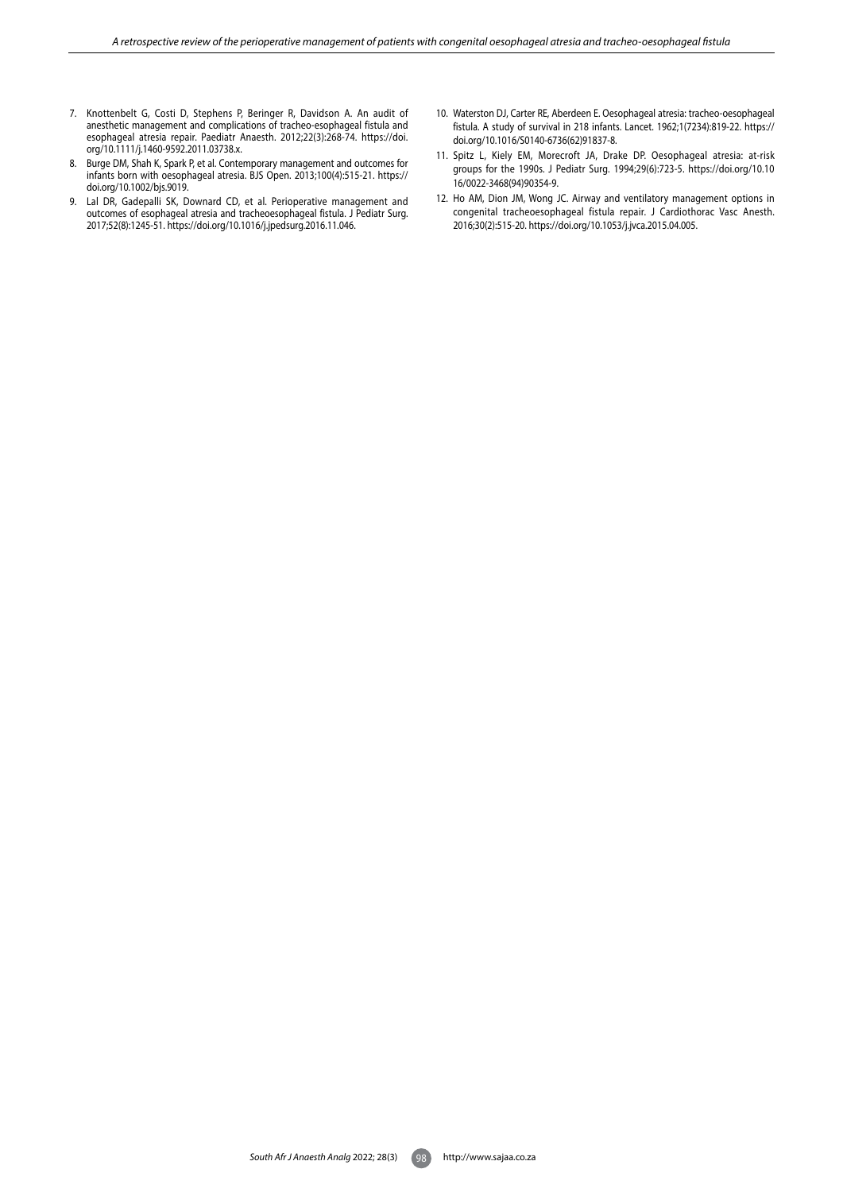7. Knottenbelt G, Costi D, Stephens P, Beringer R, Davidson A. An audit of anesthetic management and complications of tracheo-esophageal fistula and esophageal atresia repair. Paediatr Anaesth. 2012;22(3):268-74. https://doi.org/10.1111/j.1460-9592.2011.03738.x.
8. Burge DM, Shah K, Spark P, et al. Contemporary management and outcomes for infants born with oesophageal atresia. BJS Open. 2013;100(4):515-21. https://doi.org/10.1002/bjs.9019.
9. Lal DR, Gadepalli SK, Downard CD, et al. Perioperative management and outcomes of esophageal atresia and tracheoesophageal fistula. J Pediatr Surg. 2017;52(8):1245-51. https://doi.org/10.1016/j.jpedsurg.2016.11.046.
10. Waterston DJ, Carter RE, Aberdeen E. Oesophageal atresia: tracheo-oesophageal fistula. A study of survival in 218 infants. Lancet. 1962;1(7234):819-22. https://doi.org/10.1016/S0140-6736(62)91837-8.
11. Spitz L, Kiely EM, Morecroft JA, Drake DP. Oesophageal atresia: at-risk groups for the 1990s. J Pediatr Surg. 1994;29(6):723-5. https://doi.org/10.1016/0022-3468(94)90354-9.
12. Ho AM, Dion JM, Wong JC. Airway and ventilatory management options in congenital tracheoesophageal fistula repair. J Cardiothorac Vasc Anesth. 2016;30(2):515-20. https://doi.org/10.1053/j.jvca.2015.04.005.